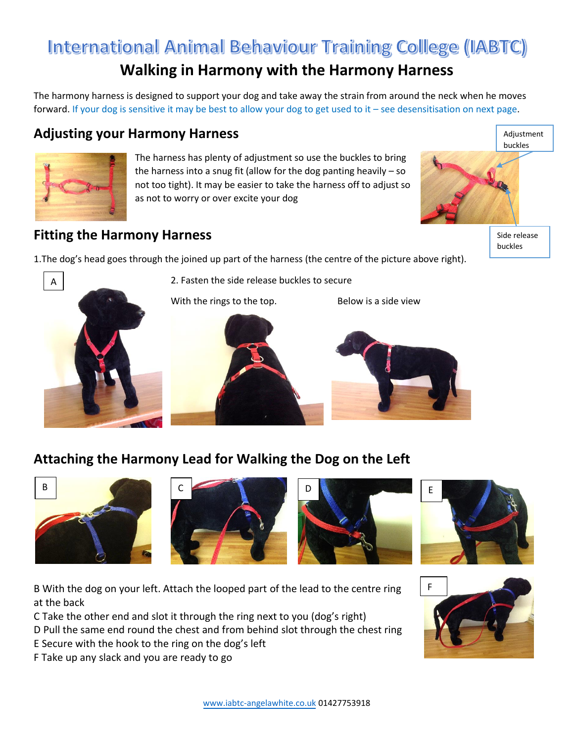# International Animal Behaviour Training College (IABTC)

## Walking in Harmony with the Harmony Harness

The harmony harness is designed to support your dog and take away the strain from around the neck when he moves forward. If your dog is sensitive it may be best to allow your dog to get used to it – see desensitisation on next page.

## Adjusting your Harmony Harness

The harness has plenty of adjustment so use the buckles to bring the harness into a snug fit (allow for the dog panting heavily – so not too tight). It may be easier to take the harness off to adjust so as not to worry or over excite your dog

Adjustment buckles

Side release buckles

## Fitting the Harmony Harness

1.The dog's head goes through the joined up part of the harness (the centre of the picture above right).

A

2. Fasten the side release buckles to secure

With the rings to the top.

Below is a side view

## Attaching the Harmony Lead for Walking the Dog on the Left

B C D E F

B With the dog on your left. Attach the looped part of the lead to the centre ring at the back

C Take the other end and slot it through the ring next to you (dog's right)

D Pull the same end round the chest and from behind slot through the chest ring

E Secure with the hook to the ring on the dog's left

F Take up any slack and you are ready to go

www.iabtc-angelawhite.co.uk 01427753918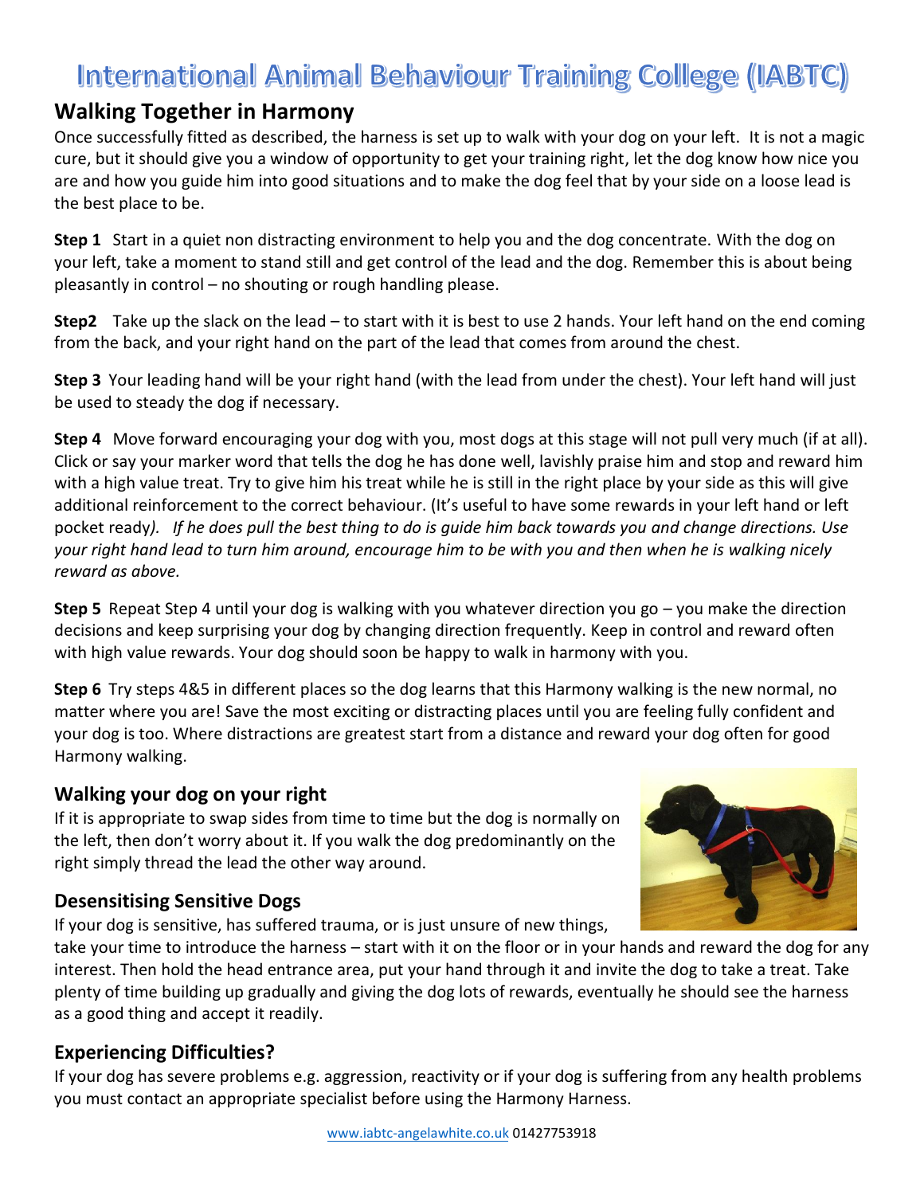# International Animal Behaviour Training College (IABTC)

## Walking Together in Harmony

Once successfully fitted as described, the harness is set up to walk with your dog on your left. It is not a magic cure, but it should give you a window of opportunity to get your training right, let the dog know how nice you are and how you guide him into good situations and to make the dog feel that by your side on a loose lead is the best place to be.

**Step 1** Start in a quiet non distracting environment to help you and the dog concentrate. With the dog on your left, take a moment to stand still and get control of the lead and the dog. Remember this is about being pleasantly in control – no shouting or rough handling please.

**Step2** Take up the slack on the lead – to start with it is best to use 2 hands. Your left hand on the end coming from the back, and your right hand on the part of the lead that comes from around the chest.

**Step 3** Your leading hand will be your right hand (with the lead from under the chest). Your left hand will just be used to steady the dog if necessary.

**Step 4** Move forward encouraging your dog with you, most dogs at this stage will not pull very much (if at all). Click or say your marker word that tells the dog he has done well, lavishly praise him and stop and reward him with a high value treat. Try to give him his treat while he is still in the right place by your side as this will give additional reinforcement to the correct behaviour. (It's useful to have some rewards in your left hand or left pocket ready*). If he does pull the best thing to do is guide him back towards you and change directions. Use your right hand lead to turn him around, encourage him to be with you and then when he is walking nicely reward as above.*

**Step 5** Repeat Step 4 until your dog is walking with you whatever direction you go – you make the direction decisions and keep surprising your dog by changing direction frequently. Keep in control and reward often with high value rewards. Your dog should soon be happy to walk in harmony with you.

**Step 6** Try steps 4&5 in different places so the dog learns that this Harmony walking is the new normal, no matter where you are! Save the most exciting or distracting places until you are feeling fully confident and your dog is too. Where distractions are greatest start from a distance and reward your dog often for good Harmony walking.

### Walking your dog on your right

If it is appropriate to swap sides from time to time but the dog is normally on the left, then don't worry about it. If you walk the dog predominantly on the right simply thread the lead the other way around.

### Desensitising Sensitive Dogs

If your dog is sensitive, has suffered trauma, or is just unsure of new things, take your time to introduce the harness – start with it on the floor or in your hands and reward the dog for any interest. Then hold the head entrance area, put your hand through it and invite the dog to take a treat. Take plenty of time building up gradually and giving the dog lots of rewards, eventually he should see the harness as a good thing and accept it readily.

### Experiencing Difficulties?

If your dog has severe problems e.g. aggression, reactivity or if your dog is suffering from any health problems you must contact an appropriate specialist before using the Harmony Harness.

www.iabtc-angelawhite.co.uk 01427753918